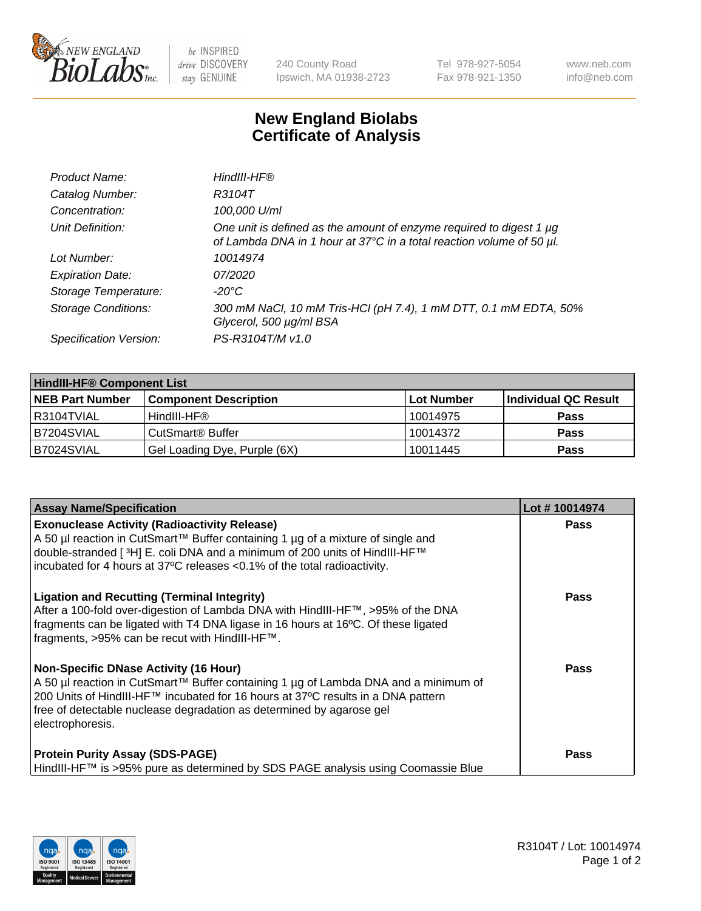New England Biolabs Inc. — be INSPIRED drive DISCOVERY stay GENUINE

240 County Road
Ipswich, MA 01938-2723

Tel 978-927-5054
Fax 978-921-1350

www.neb.com
info@neb.com

# New England Biolabs
# Certificate of Analysis

| | |
|---|---|
| *Product Name:* | *HindIII-HF®* |
| *Catalog Number:* | *R3104T* |
| *Concentration:* | *100,000 U/ml* |
| *Unit Definition:* | *One unit is defined as the amount of enzyme required to digest 1 µg of Lambda DNA in 1 hour at 37°C in a total reaction volume of 50 µl.* |
| *Lot Number:* | *10014974* |
| *Expiration Date:* | *07/2020* |
| *Storage Temperature:* | *-20°C* |
| *Storage Conditions:* | *300 mM NaCl, 10 mM Tris-HCl (pH 7.4), 1 mM DTT, 0.1 mM EDTA, 50% Glycerol, 500 µg/ml BSA* |
| *Specification Version:* | *PS-R3104T/M v1.0* |

| **HindIII-HF® Component List** | | | |
|---|---|---|---|
| **NEB Part Number** | **Component Description** | **Lot Number** | **Individual QC Result** |
| R3104TVIAL | HindIII-HF® | 10014975 | **Pass** |
| B7204SVIAL | CutSmart® Buffer | 10014372 | **Pass** |
| B7024SVIAL | Gel Loading Dye, Purple (6X) | 10011445 | **Pass** |

| **Assay Name/Specification** | **Lot # 10014974** |
|---|---|
| **Exonuclease Activity (Radioactivity Release)**<br>A 50 µl reaction in CutSmart™ Buffer containing 1 µg of a mixture of single and double-stranded [ $^3$H] E. coli DNA and a minimum of 200 units of HindIII-HF™ incubated for 4 hours at 37ºC releases <0.1% of the total radioactivity. | **Pass** |
| **Ligation and Recutting (Terminal Integrity)**<br>After a 100-fold over-digestion of Lambda DNA with HindIII-HF™, >95% of the DNA fragments can be ligated with T4 DNA ligase in 16 hours at 16ºC. Of these ligated fragments, >95% can be recut with HindIII-HF™. | **Pass** |
| **Non-Specific DNase Activity (16 Hour)**<br>A 50 µl reaction in CutSmart™ Buffer containing 1 µg of Lambda DNA and a minimum of 200 Units of HindIII-HF™ incubated for 16 hours at 37ºC results in a DNA pattern free of detectable nuclease degradation as determined by agarose gel electrophoresis. | **Pass** |
| **Protein Purity Assay (SDS-PAGE)**<br>HindIII-HF™ is >95% pure as determined by SDS PAGE analysis using Coomassie Blue | **Pass** |

R3104T / Lot: 10014974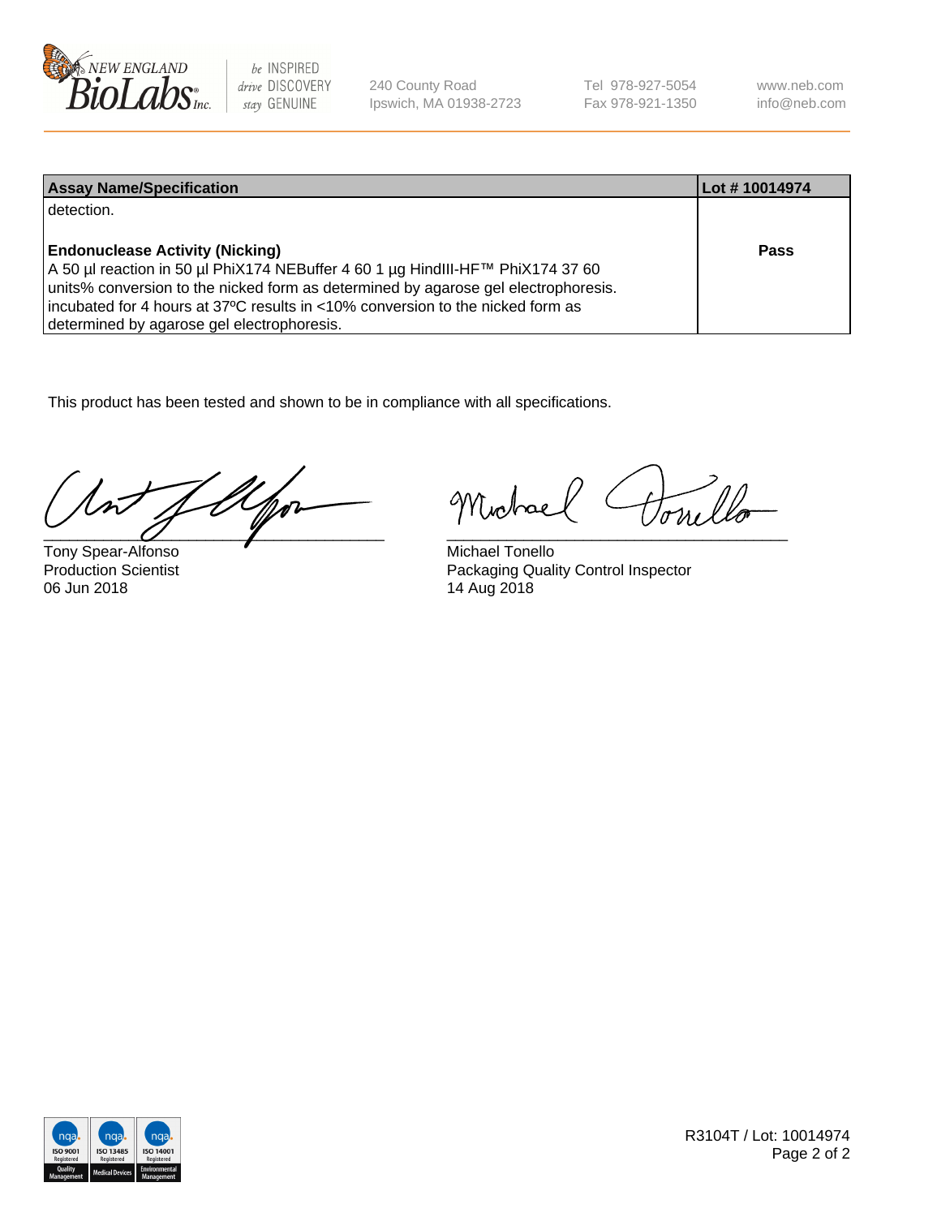| Assay Name/Specification | Lot # 10014974 |
|---|---|
| detection. | |
| **Endonuclease Activity (Nicking)**<br>A 50 µl reaction in 50 µl PhiX174 NEBuffer 4 60 1 µg HindIII-HF™ PhiX174 37 60 units% conversion to the nicked form as determined by agarose gel electrophoresis. incubated for 4 hours at 37ºC results in <10% conversion to the nicked form as determined by agarose gel electrophoresis. | **Pass** |

This product has been tested and shown to be in compliance with all specifications.

Tony Spear-Alfonso
Production Scientist
06 Jun 2018

Michael Tonello
Packaging Quality Control Inspector
14 Aug 2018

R3104T / Lot: 10014974